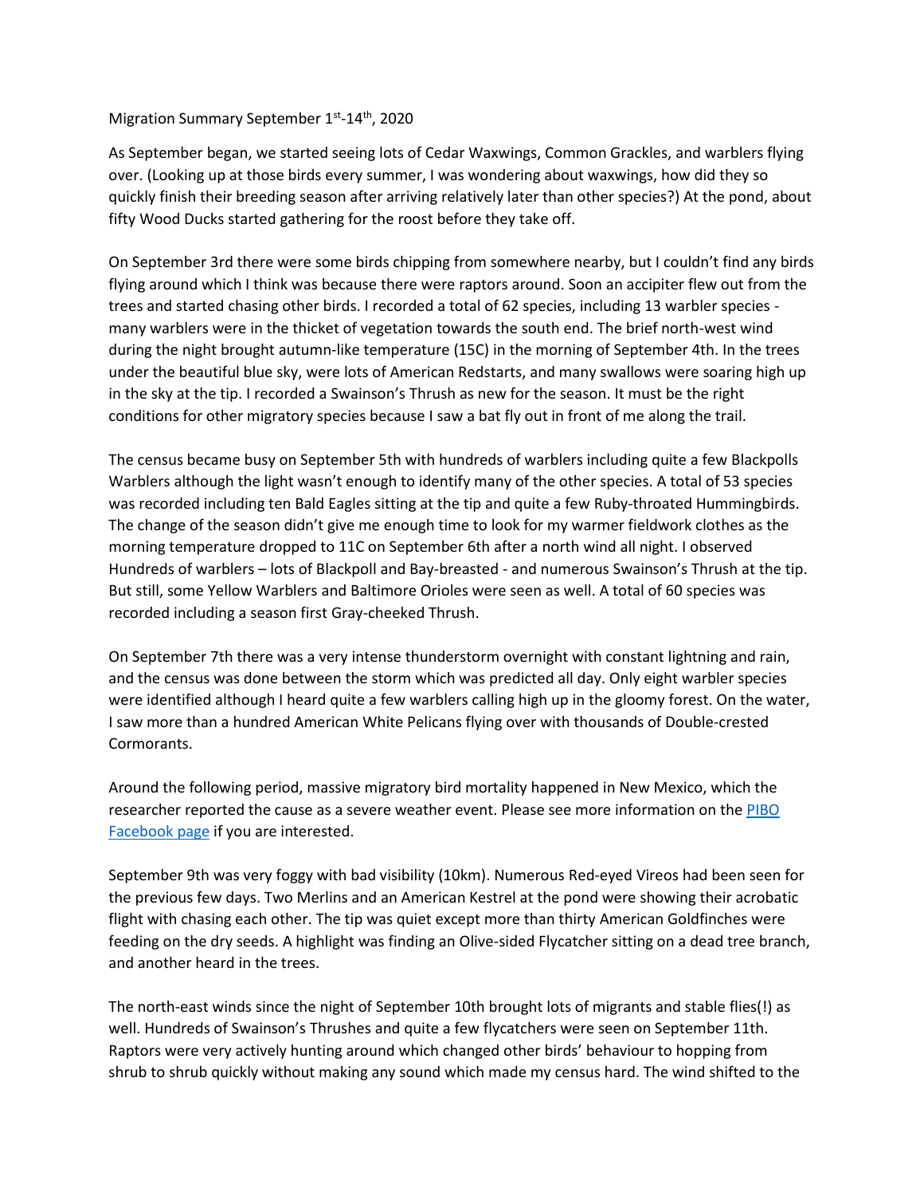Migration Summary September 1st-14th, 2020

As September began, we started seeing lots of Cedar Waxwings, Common Grackles, and warblers flying over. (Looking up at those birds every summer, I was wondering about waxwings, how did they so quickly finish their breeding season after arriving relatively later than other species?) At the pond, about fifty Wood Ducks started gathering for the roost before they take off.

On September 3rd there were some birds chipping from somewhere nearby, but I couldn't find any birds flying around which I think was because there were raptors around. Soon an accipiter flew out from the trees and started chasing other birds. I recorded a total of 62 species, including 13 warbler species - many warblers were in the thicket of vegetation towards the south end. The brief north-west wind during the night brought autumn-like temperature (15C) in the morning of September 4th. In the trees under the beautiful blue sky, were lots of American Redstarts, and many swallows were soaring high up in the sky at the tip. I recorded a Swainson's Thrush as new for the season. It must be the right conditions for other migratory species because I saw a bat fly out in front of me along the trail.

The census became busy on September 5th with hundreds of warblers including quite a few Blackpolls Warblers although the light wasn't enough to identify many of the other species. A total of 53 species was recorded including ten Bald Eagles sitting at the tip and quite a few Ruby-throated Hummingbirds. The change of the season didn't give me enough time to look for my warmer fieldwork clothes as the morning temperature dropped to 11C on September 6th after a north wind all night. I observed Hundreds of warblers – lots of Blackpoll and Bay-breasted - and numerous Swainson's Thrush at the tip. But still, some Yellow Warblers and Baltimore Orioles were seen as well. A total of 60 species was recorded including a season first Gray-cheeked Thrush.

On September 7th there was a very intense thunderstorm overnight with constant lightning and rain, and the census was done between the storm which was predicted all day. Only eight warbler species were identified although I heard quite a few warblers calling high up in the gloomy forest. On the water, I saw more than a hundred American White Pelicans flying over with thousands of Double-crested Cormorants.

Around the following period, massive migratory bird mortality happened in New Mexico, which the researcher reported the cause as a severe weather event. Please see more information on the [PIBO Facebook page] if you are interested.

September 9th was very foggy with bad visibility (10km). Numerous Red-eyed Vireos had been seen for the previous few days. Two Merlins and an American Kestrel at the pond were showing their acrobatic flight with chasing each other. The tip was quiet except more than thirty American Goldfinches were feeding on the dry seeds. A highlight was finding an Olive-sided Flycatcher sitting on a dead tree branch, and another heard in the trees.

The north-east winds since the night of September 10th brought lots of migrants and stable flies(!) as well. Hundreds of Swainson's Thrushes and quite a few flycatchers were seen on September 11th. Raptors were very actively hunting around which changed other birds' behaviour to hopping from shrub to shrub quickly without making any sound which made my census hard. The wind shifted to the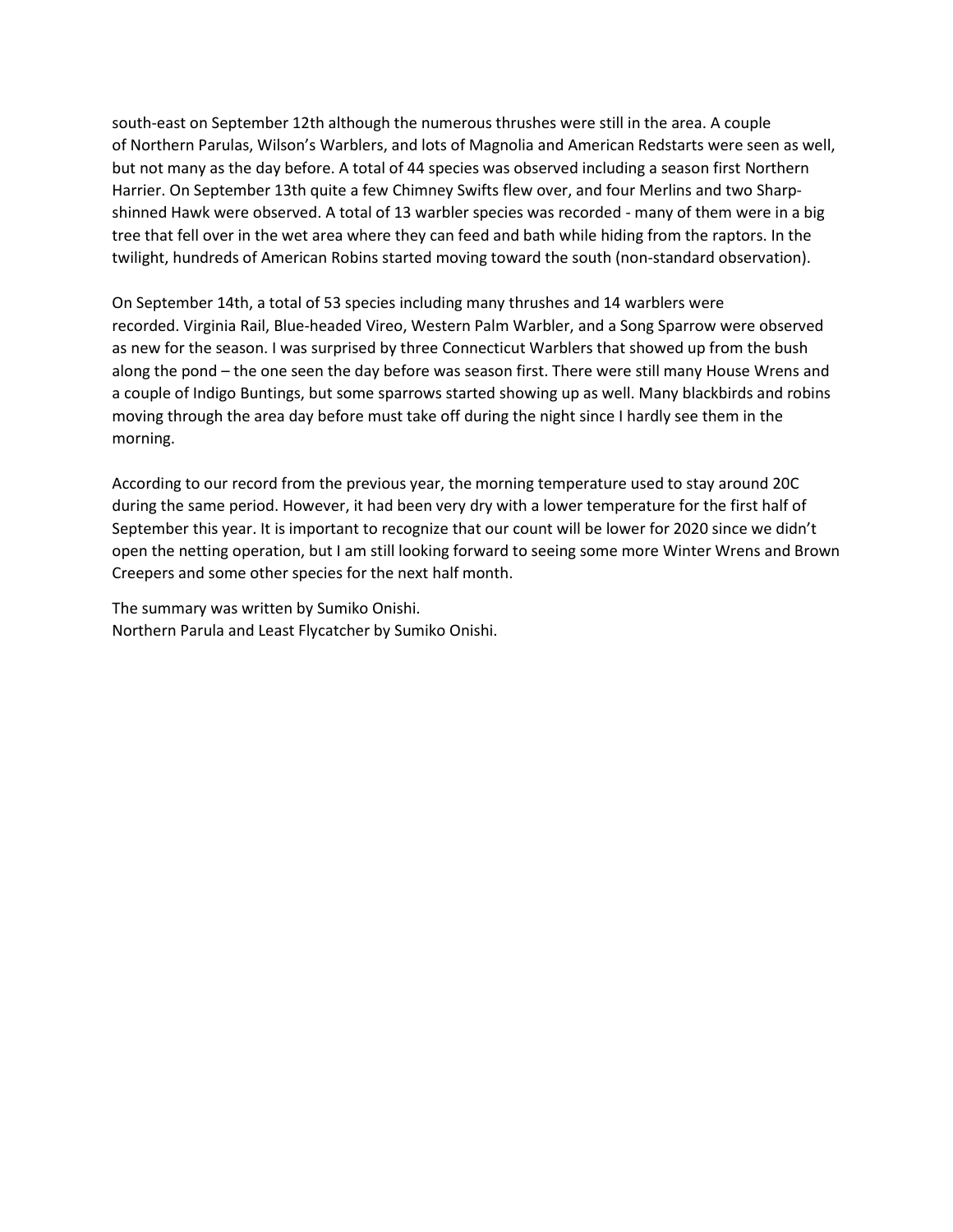south-east on September 12th although the numerous thrushes were still in the area. A couple of Northern Parulas, Wilson's Warblers, and lots of Magnolia and American Redstarts were seen as well, but not many as the day before. A total of 44 species was observed including a season first Northern Harrier. On September 13th quite a few Chimney Swifts flew over, and four Merlins and two Sharp-shinned Hawk were observed. A total of 13 warbler species was recorded - many of them were in a big tree that fell over in the wet area where they can feed and bath while hiding from the raptors. In the twilight, hundreds of American Robins started moving toward the south (non-standard observation).

On September 14th, a total of 53 species including many thrushes and 14 warblers were recorded. Virginia Rail, Blue-headed Vireo, Western Palm Warbler, and a Song Sparrow were observed as new for the season. I was surprised by three Connecticut Warblers that showed up from the bush along the pond – the one seen the day before was season first. There were still many House Wrens and a couple of Indigo Buntings, but some sparrows started showing up as well. Many blackbirds and robins moving through the area day before must take off during the night since I hardly see them in the morning.

According to our record from the previous year, the morning temperature used to stay around 20C during the same period. However, it had been very dry with a lower temperature for the first half of September this year. It is important to recognize that our count will be lower for 2020 since we didn't open the netting operation, but I am still looking forward to seeing some more Winter Wrens and Brown Creepers and some other species for the next half month.

The summary was written by Sumiko Onishi.
Northern Parula and Least Flycatcher by Sumiko Onishi.